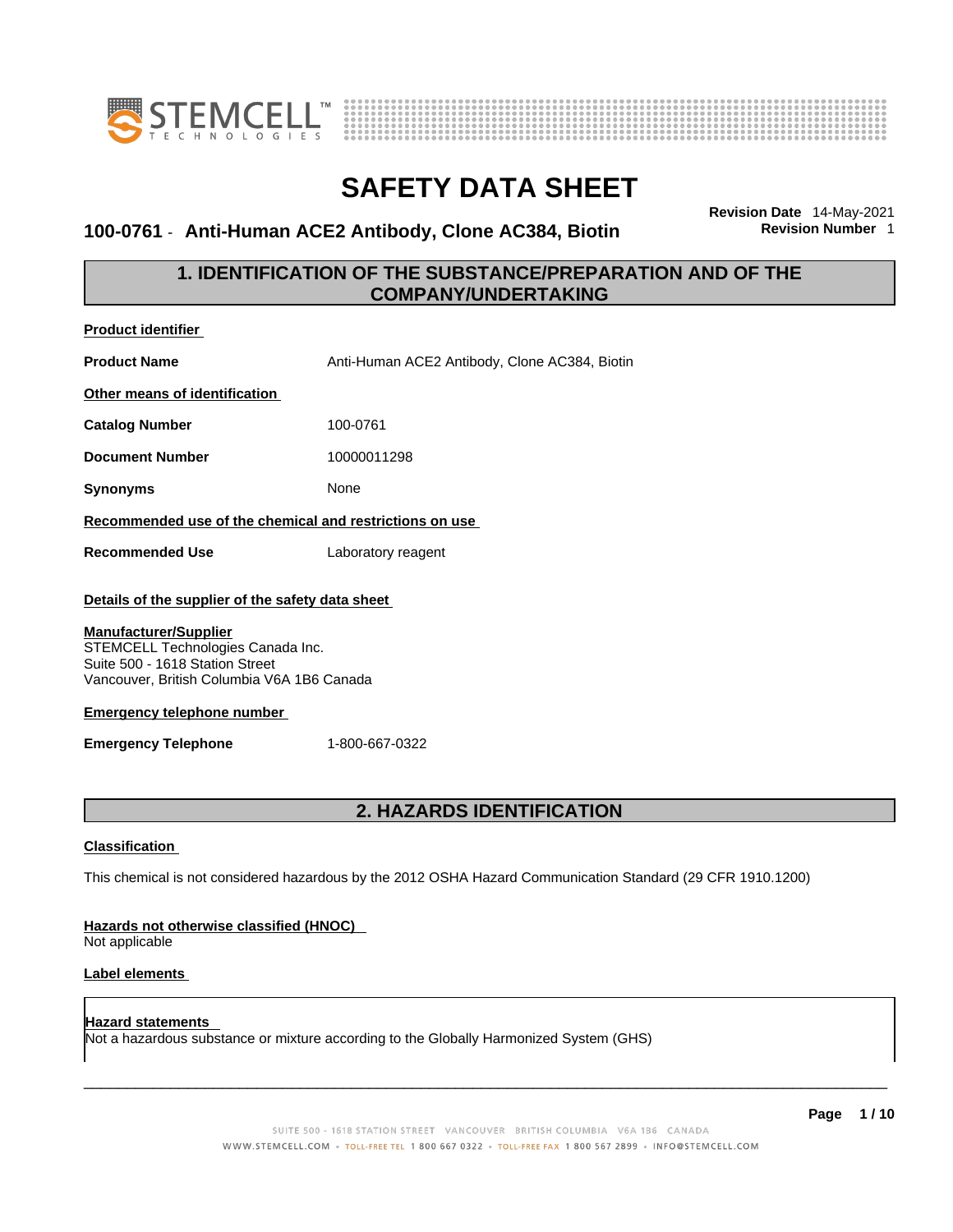# SAFETY DATA SHEET

**100-0761 - Anti-Human ACE2 Antibody, Clone AC384, Biotin**

**Revision Date** 14-May-2021
**Revision Number** 1

## 1. IDENTIFICATION OF THE SUBSTANCE/PREPARATION AND OF THE COMPANY/UNDERTAKING

**Product identifier**

| | |
|---|---|
| **Product Name** | Anti-Human ACE2 Antibody, Clone AC384, Biotin |

**Other means of identification**

| | |
|---|---|
| **Catalog Number** | 100-0761 |
| **Document Number** | 10000011298 |
| **Synonyms** | None |

**Recommended use of the chemical and restrictions on use**

| | |
|---|---|
| **Recommended Use** | Laboratory reagent |

**Details of the supplier of the safety data sheet**

**Manufacturer/Supplier**
STEMCELL Technologies Canada Inc.
Suite 500 - 1618 Station Street
Vancouver, British Columbia V6A 1B6 Canada

**Emergency telephone number**

| | |
|---|---|
| **Emergency Telephone** | 1-800-667-0322 |

## 2. HAZARDS IDENTIFICATION

**Classification**

This chemical is not considered hazardous by the 2012 OSHA Hazard Communication Standard (29 CFR 1910.1200)

**Hazards not otherwise classified (HNOC)**
Not applicable

**Label elements**

**Hazard statements**
Not a hazardous substance or mixture according to the Globally Harmonized System (GHS)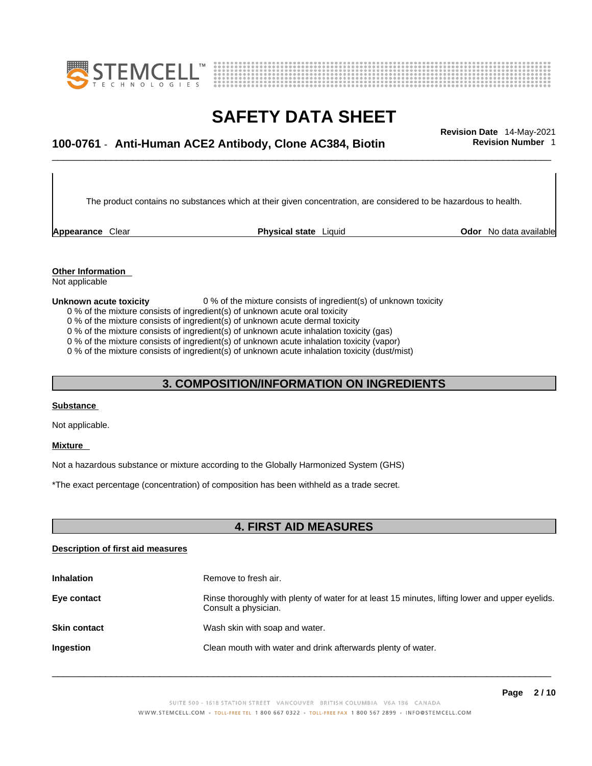The product contains no substances which at their given concentration, are considered to be hazardous to health.

| **Appearance** Clear | **Physical state** Liquid | **Odor** No data available |
|---|---|---|

**Other Information**
Not applicable

**Unknown acute toxicity** 0 % of the mixture consists of ingredient(s) of unknown toxicity

0 % of the mixture consists of ingredient(s) of unknown acute oral toxicity
0 % of the mixture consists of ingredient(s) of unknown acute dermal toxicity
0 % of the mixture consists of ingredient(s) of unknown acute inhalation toxicity (gas)
0 % of the mixture consists of ingredient(s) of unknown acute inhalation toxicity (vapor)
0 % of the mixture consists of ingredient(s) of unknown acute inhalation toxicity (dust/mist)

## 3. COMPOSITION/INFORMATION ON INGREDIENTS

**Substance**

Not applicable.

**Mixture**

Not a hazardous substance or mixture according to the Globally Harmonized System (GHS)

*The exact percentage (concentration) of composition has been withheld as a trade secret.

## 4. FIRST AID MEASURES

**Description of first aid measures**

| | |
|---|---|
| **Inhalation** | Remove to fresh air. |
| **Eye contact** | Rinse thoroughly with plenty of water for at least 15 minutes, lifting lower and upper eyelids. Consult a physician. |
| **Skin contact** | Wash skin with soap and water. |
| **Ingestion** | Clean mouth with water and drink afterwards plenty of water. |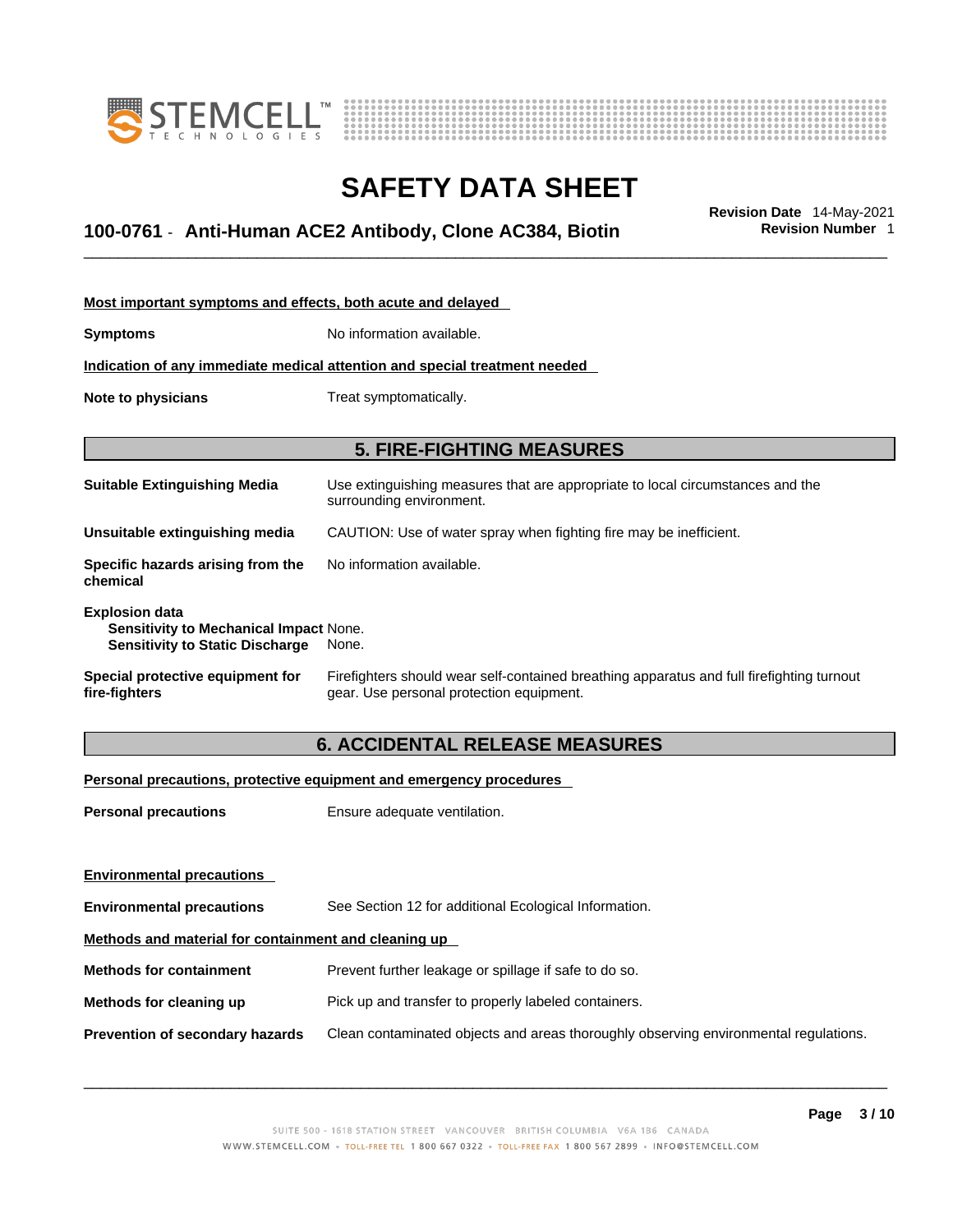**Most important symptoms and effects, both acute and delayed**

**Symptoms** No information available.

**Indication of any immediate medical attention and special treatment needed**

**Note to physicians** Treat symptomatically.

## 5. FIRE-FIGHTING MEASURES

**Suitable Extinguishing Media** Use extinguishing measures that are appropriate to local circumstances and the surrounding environment.

**Unsuitable extinguishing media** CAUTION: Use of water spray when fighting fire may be inefficient.

**Specific hazards arising from the chemical** No information available.

**Explosion data**
**Sensitivity to Mechanical Impact** None.
**Sensitivity to Static Discharge** None.

**Special protective equipment for fire-fighters** Firefighters should wear self-contained breathing apparatus and full firefighting turnout gear. Use personal protection equipment.

## 6. ACCIDENTAL RELEASE MEASURES

**Personal precautions, protective equipment and emergency procedures**

**Personal precautions** Ensure adequate ventilation.

**Environmental precautions**

**Environmental precautions** See Section 12 for additional Ecological Information.

**Methods and material for containment and cleaning up**

**Methods for containment** Prevent further leakage or spillage if safe to do so.

**Methods for cleaning up** Pick up and transfer to properly labeled containers.

**Prevention of secondary hazards** Clean contaminated objects and areas thoroughly observing environmental regulations.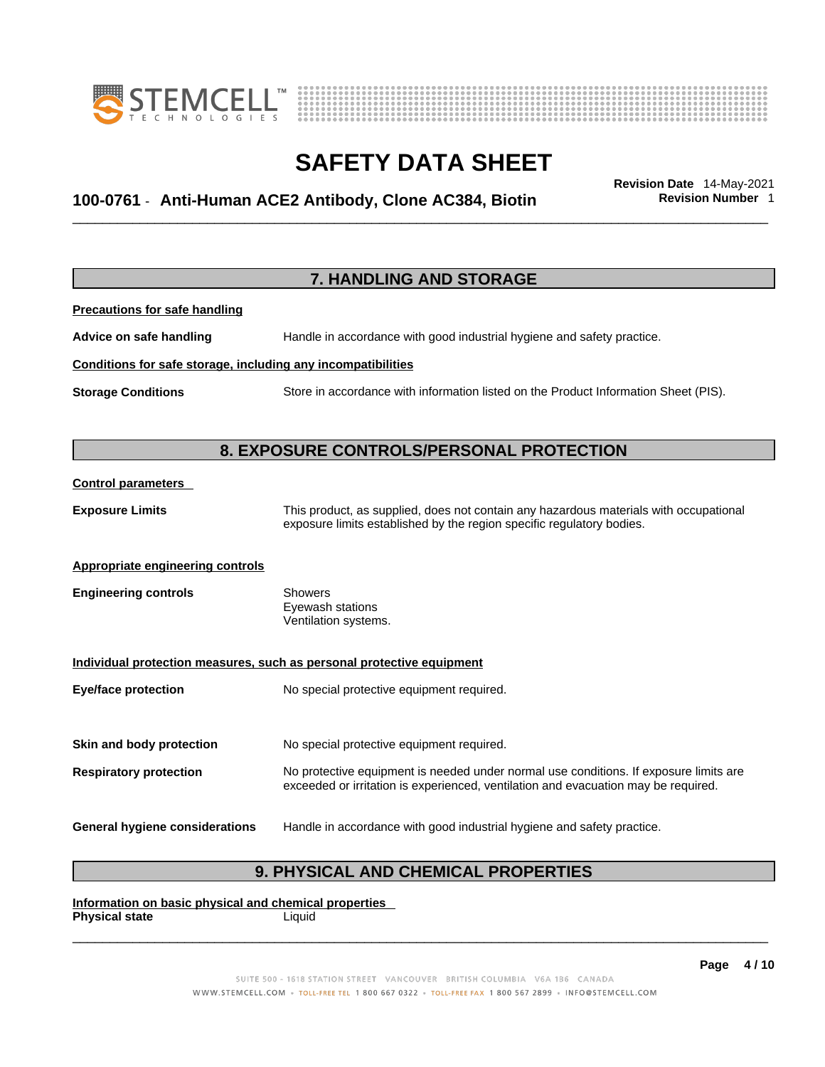## 7. HANDLING AND STORAGE

**Precautions for safe handling**

**Advice on safe handling** Handle in accordance with good industrial hygiene and safety practice.

**Conditions for safe storage, including any incompatibilities**

**Storage Conditions** Store in accordance with information listed on the Product Information Sheet (PIS).

## 8. EXPOSURE CONTROLS/PERSONAL PROTECTION

**Control parameters**

**Exposure Limits** This product, as supplied, does not contain any hazardous materials with occupational exposure limits established by the region specific regulatory bodies.

**Appropriate engineering controls**

**Engineering controls** Showers
Eyewash stations
Ventilation systems.

**Individual protection measures, such as personal protective equipment**

**Eye/face protection** No special protective equipment required.

**Skin and body protection** No special protective equipment required.

**Respiratory protection** No protective equipment is needed under normal use conditions. If exposure limits are exceeded or irritation is experienced, ventilation and evacuation may be required.

**General hygiene considerations** Handle in accordance with good industrial hygiene and safety practice.

## 9. PHYSICAL AND CHEMICAL PROPERTIES

**Information on basic physical and chemical properties**

**Physical state** Liquid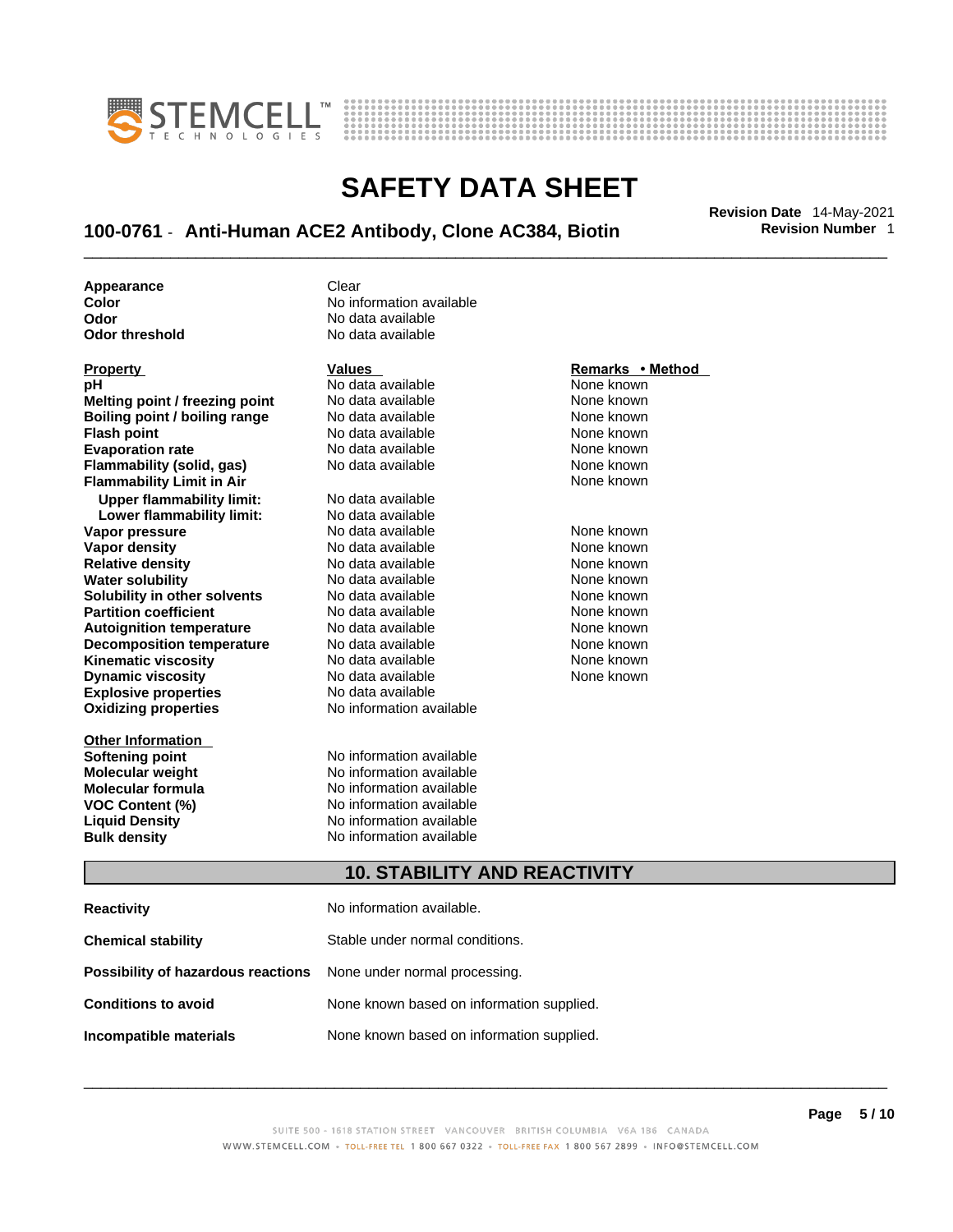| | |
|---|---|
| **Appearance** | Clear |
| **Color** | No information available |
| **Odor** | No data available |
| **Odor threshold** | No data available |

| Property | Values | Remarks • Method |
|---|---|---|
| **pH** | No data available | None known |
| **Melting point / freezing point** | No data available | None known |
| **Boiling point / boiling range** | No data available | None known |
| **Flash point** | No data available | None known |
| **Evaporation rate** | No data available | None known |
| **Flammability (solid, gas)** | No data available | None known |
| **Flammability Limit in Air** | | None known |
| **Upper flammability limit:** | No data available | |
| **Lower flammability limit:** | No data available | |
| **Vapor pressure** | No data available | None known |
| **Vapor density** | No data available | None known |
| **Relative density** | No data available | None known |
| **Water solubility** | No data available | None known |
| **Solubility in other solvents** | No data available | None known |
| **Partition coefficient** | No data available | None known |
| **Autoignition temperature** | No data available | None known |
| **Decomposition temperature** | No data available | None known |
| **Kinematic viscosity** | No data available | None known |
| **Dynamic viscosity** | No data available | None known |
| **Explosive properties** | No data available | |
| **Oxidizing properties** | No information available | |

| Other Information | |
|---|---|
| **Softening point** | No information available |
| **Molecular weight** | No information available |
| **Molecular formula** | No information available |
| **VOC Content (%)** | No information available |
| **Liquid Density** | No information available |
| **Bulk density** | No information available |

## 10. STABILITY AND REACTIVITY

| | |
|---|---|
| **Reactivity** | No information available. |
| **Chemical stability** | Stable under normal conditions. |
| **Possibility of hazardous reactions** | None under normal processing. |
| **Conditions to avoid** | None known based on information supplied. |
| **Incompatible materials** | None known based on information supplied. |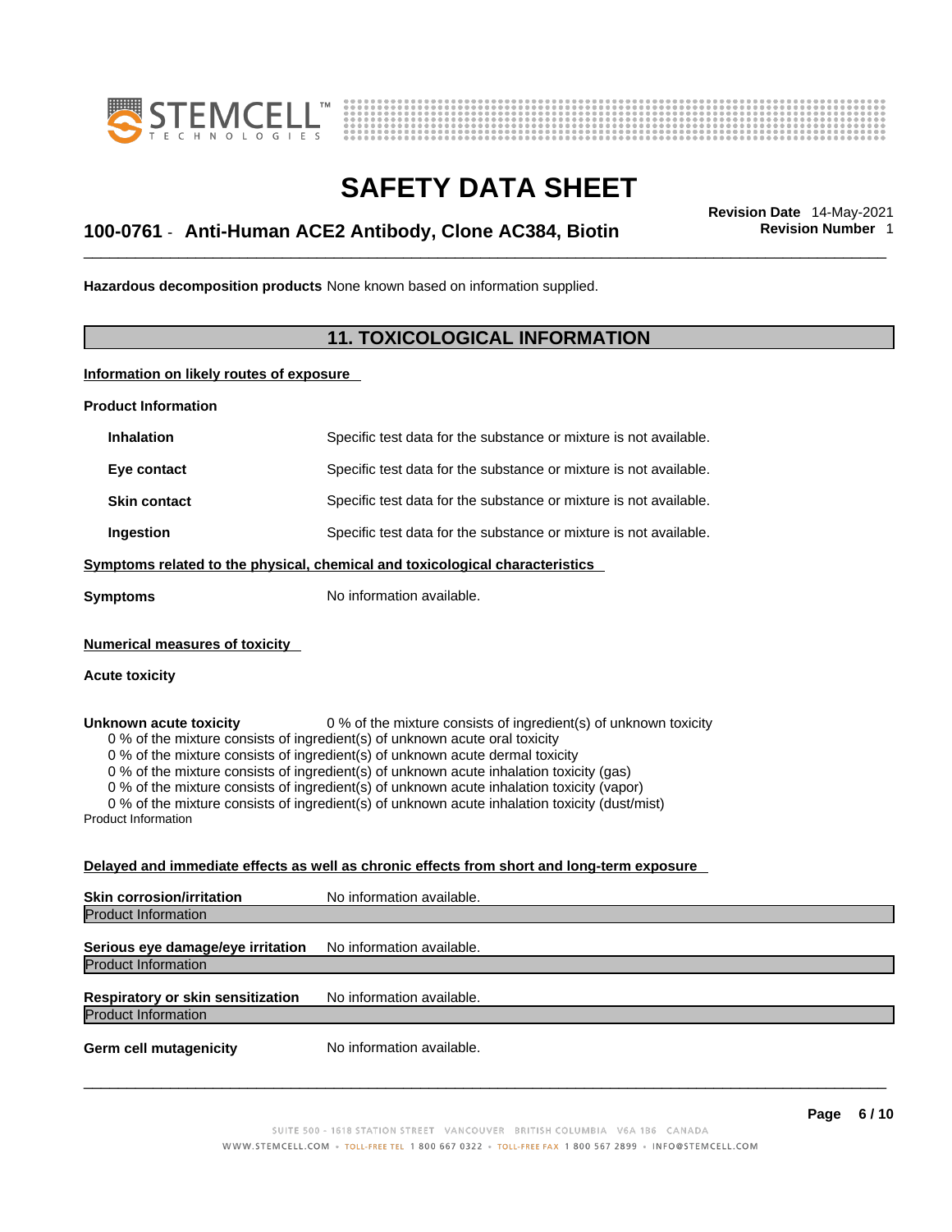**Hazardous decomposition products** None known based on information supplied.

## 11. TOXICOLOGICAL INFORMATION

**Information on likely routes of exposure**

**Product Information**

| | |
|---|---|
| **Inhalation** | Specific test data for the substance or mixture is not available. |
| **Eye contact** | Specific test data for the substance or mixture is not available. |
| **Skin contact** | Specific test data for the substance or mixture is not available. |
| **Ingestion** | Specific test data for the substance or mixture is not available. |

**Symptoms related to the physical, chemical and toxicological characteristics**

**Symptoms** No information available.

**Numerical measures of toxicity**

**Acute toxicity**

**Unknown acute toxicity** 0 % of the mixture consists of ingredient(s) of unknown toxicity

0 % of the mixture consists of ingredient(s) of unknown acute oral toxicity
0 % of the mixture consists of ingredient(s) of unknown acute dermal toxicity
0 % of the mixture consists of ingredient(s) of unknown acute inhalation toxicity (gas)
0 % of the mixture consists of ingredient(s) of unknown acute inhalation toxicity (vapor)
0 % of the mixture consists of ingredient(s) of unknown acute inhalation toxicity (dust/mist)

Product Information

**Delayed and immediate effects as well as chronic effects from short and long-term exposure**

**Skin corrosion/irritation** No information available.

Product Information

**Serious eye damage/eye irritation** No information available.

Product Information

**Respiratory or skin sensitization** No information available.

Product Information

**Germ cell mutagenicity** No information available.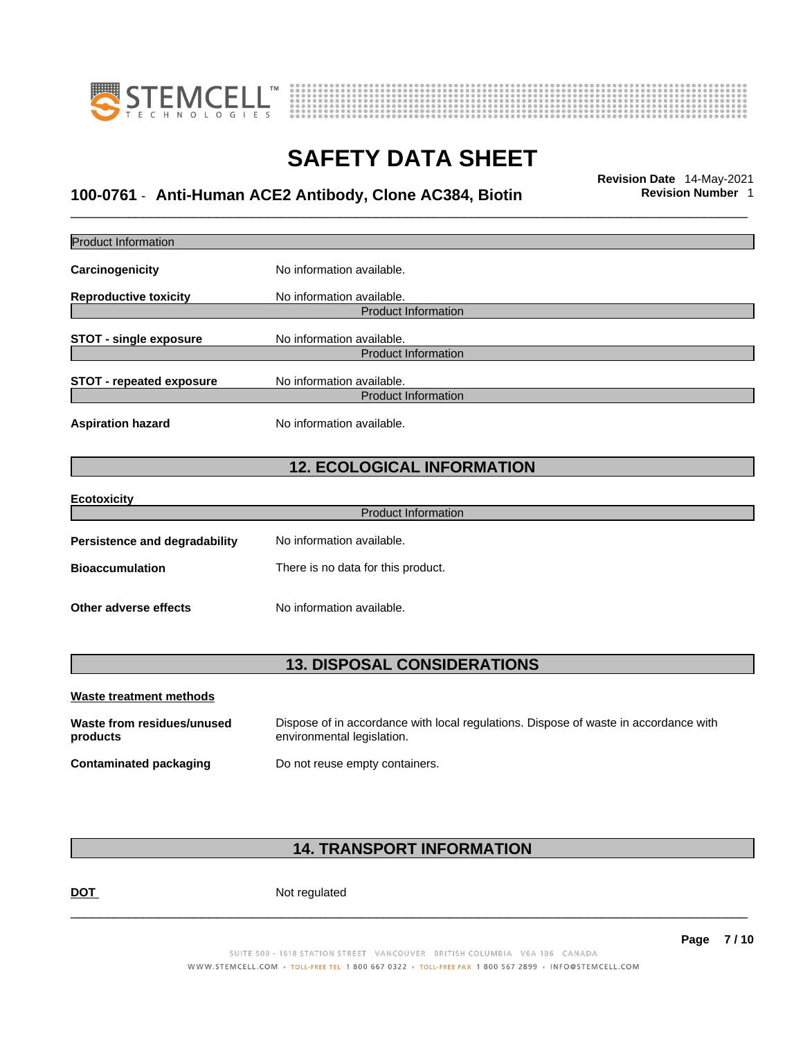Product Information

| | |
|---|---|
| **Carcinogenicity** | No information available. |
| **Reproductive toxicity** | No information available. |

Product Information

| | |
|---|---|
| **STOT - single exposure** | No information available. |

Product Information

| | |
|---|---|
| **STOT - repeated exposure** | No information available. |

Product Information

| | |
|---|---|
| **Aspiration hazard** | No information available. |

## 12. ECOLOGICAL INFORMATION

**Ecotoxicity**

Product Information

| | |
|---|---|
| **Persistence and degradability** | No information available. |
| **Bioaccumulation** | There is no data for this product. |
| **Other adverse effects** | No information available. |

## 13. DISPOSAL CONSIDERATIONS

**Waste treatment methods**

| | |
|---|---|
| **Waste from residues/unused products** | Dispose of in accordance with local regulations. Dispose of waste in accordance with environmental legislation. |
| **Contaminated packaging** | Do not reuse empty containers. |

## 14. TRANSPORT INFORMATION

| | |
|---|---|
| **DOT** | Not regulated |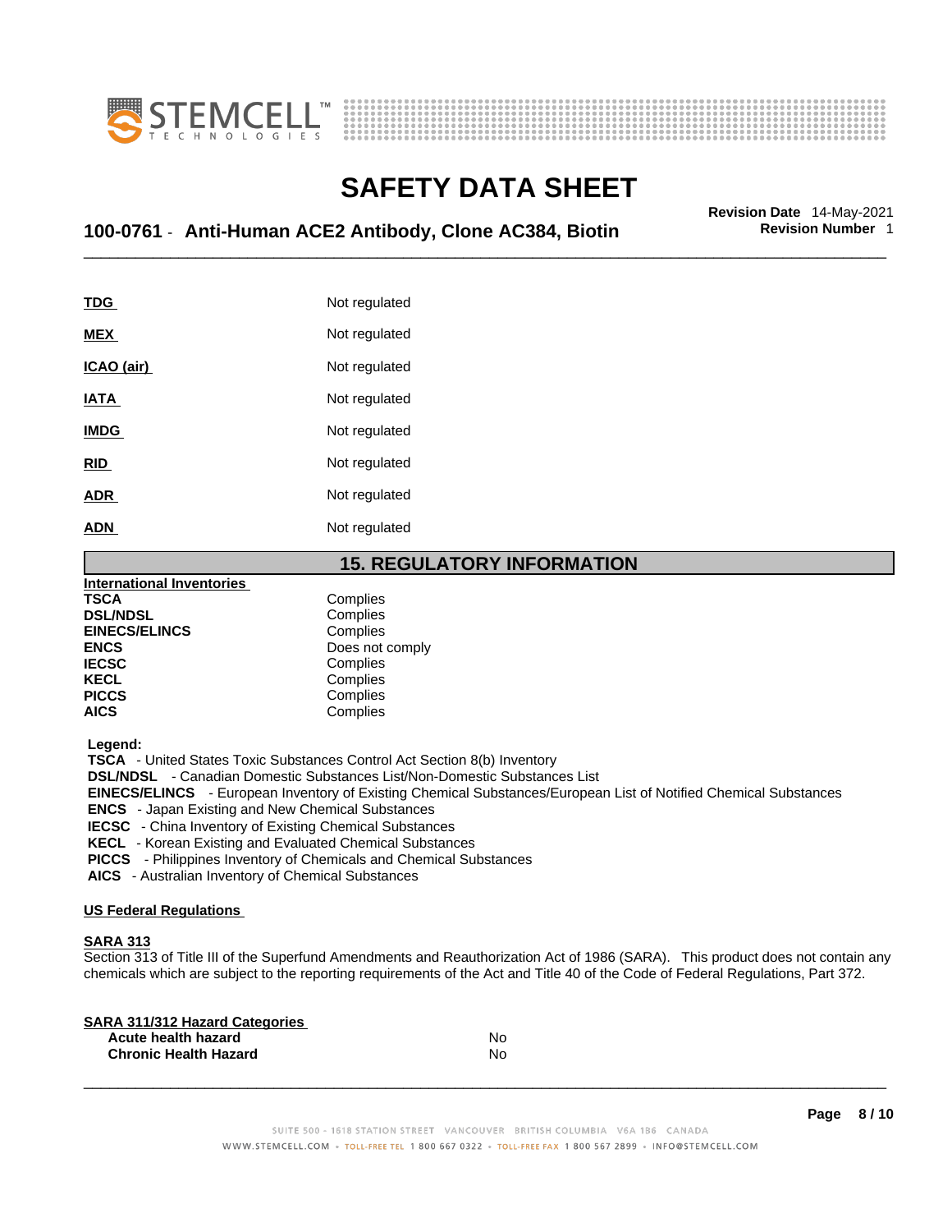| | |
|---|---|
| **TDG** | Not regulated |
| **MEX** | Not regulated |
| **ICAO (air)** | Not regulated |
| **IATA** | Not regulated |
| **IMDG** | Not regulated |
| **RID** | Not regulated |
| **ADR** | Not regulated |
| **ADN** | Not regulated |

## 15. REGULATORY INFORMATION

**International Inventories**

| | |
|---|---|
| **TSCA** | Complies |
| **DSL/NDSL** | Complies |
| **EINECS/ELINCS** | Complies |
| **ENCS** | Does not comply |
| **IECSC** | Complies |
| **KECL** | Complies |
| **PICCS** | Complies |
| **AICS** | Complies |

**Legend:**
**TSCA** - United States Toxic Substances Control Act Section 8(b) Inventory
**DSL/NDSL** - Canadian Domestic Substances List/Non-Domestic Substances List
**EINECS/ELINCS** - European Inventory of Existing Chemical Substances/European List of Notified Chemical Substances
**ENCS** - Japan Existing and New Chemical Substances
**IECSC** - China Inventory of Existing Chemical Substances
**KECL** - Korean Existing and Evaluated Chemical Substances
**PICCS** - Philippines Inventory of Chemicals and Chemical Substances
**AICS** - Australian Inventory of Chemical Substances

**US Federal Regulations**

**SARA 313**
Section 313 of Title III of the Superfund Amendments and Reauthorization Act of 1986 (SARA). This product does not contain any chemicals which are subject to the reporting requirements of the Act and Title 40 of the Code of Federal Regulations, Part 372.

**SARA 311/312 Hazard Categories**

| | |
|---|---|
| **Acute health hazard** | No |
| **Chronic Health Hazard** | No |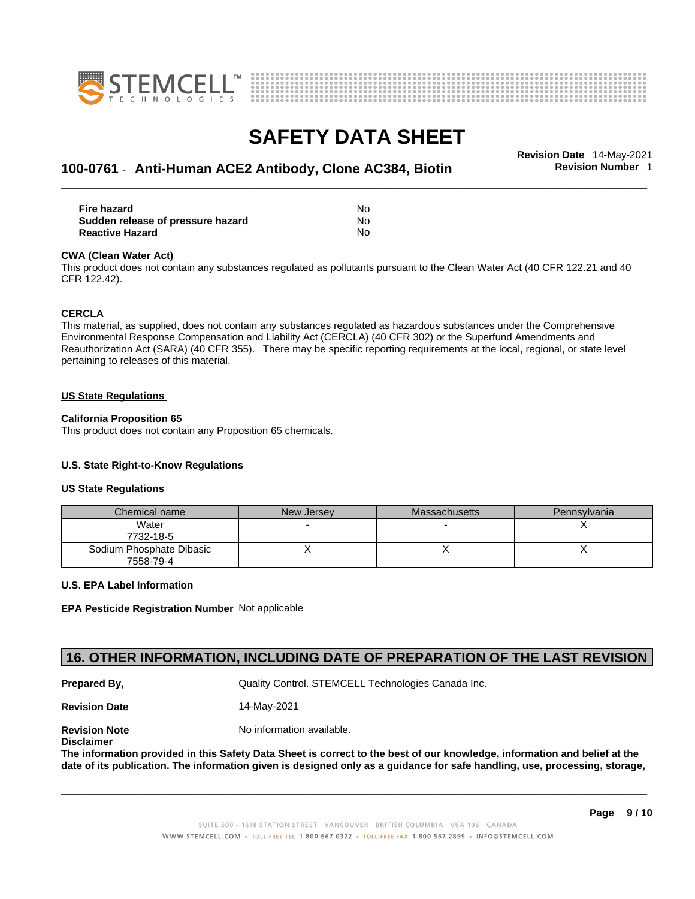| | |
|---|---|
| **Fire hazard** | No |
| **Sudden release of pressure hazard** | No |
| **Reactive Hazard** | No |

**CWA (Clean Water Act)**

This product does not contain any substances regulated as pollutants pursuant to the Clean Water Act (40 CFR 122.21 and 40 CFR 122.42).

**CERCLA**

This material, as supplied, does not contain any substances regulated as hazardous substances under the Comprehensive Environmental Response Compensation and Liability Act (CERCLA) (40 CFR 302) or the Superfund Amendments and Reauthorization Act (SARA) (40 CFR 355). There may be specific reporting requirements at the local, regional, or state level pertaining to releases of this material.

**US State Regulations**

**California Proposition 65**

This product does not contain any Proposition 65 chemicals.

**U.S. State Right-to-Know Regulations**

**US State Regulations**

| Chemical name | New Jersey | Massachusetts | Pennsylvania |
|---|---|---|---|
| Water<br>7732-18-5 | - | - | X |
| Sodium Phosphate Dibasic<br>7558-79-4 | X | X | X |

**U.S. EPA Label Information**

**EPA Pesticide Registration Number** Not applicable

## 16. OTHER INFORMATION, INCLUDING DATE OF PREPARATION OF THE LAST REVISION

**Prepared By,** Quality Control. STEMCELL Technologies Canada Inc.

**Revision Date** 14-May-2021

**Revision Note** No information available.

**Disclaimer**

**The information provided in this Safety Data Sheet is correct to the best of our knowledge, information and belief at the date of its publication. The information given is designed only as a guidance for safe handling, use, processing, storage,**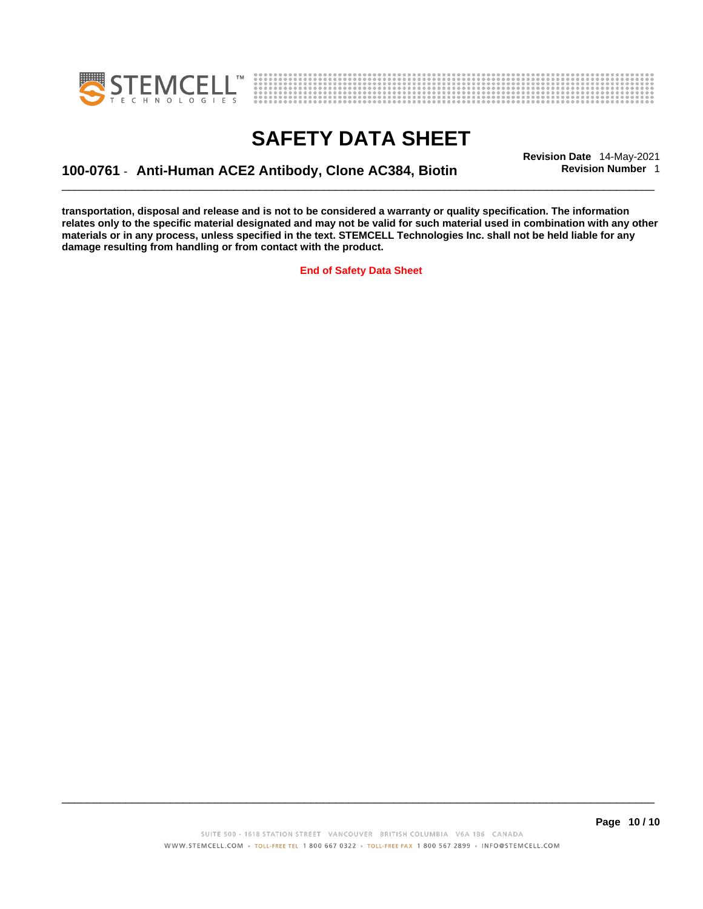**transportation, disposal and release and is not to be considered a warranty or quality specification. The information relates only to the specific material designated and may not be valid for such material used in combination with any other materials or in any process, unless specified in the text. STEMCELL Technologies Inc. shall not be held liable for any damage resulting from handling or from contact with the product.**

**End of Safety Data Sheet**